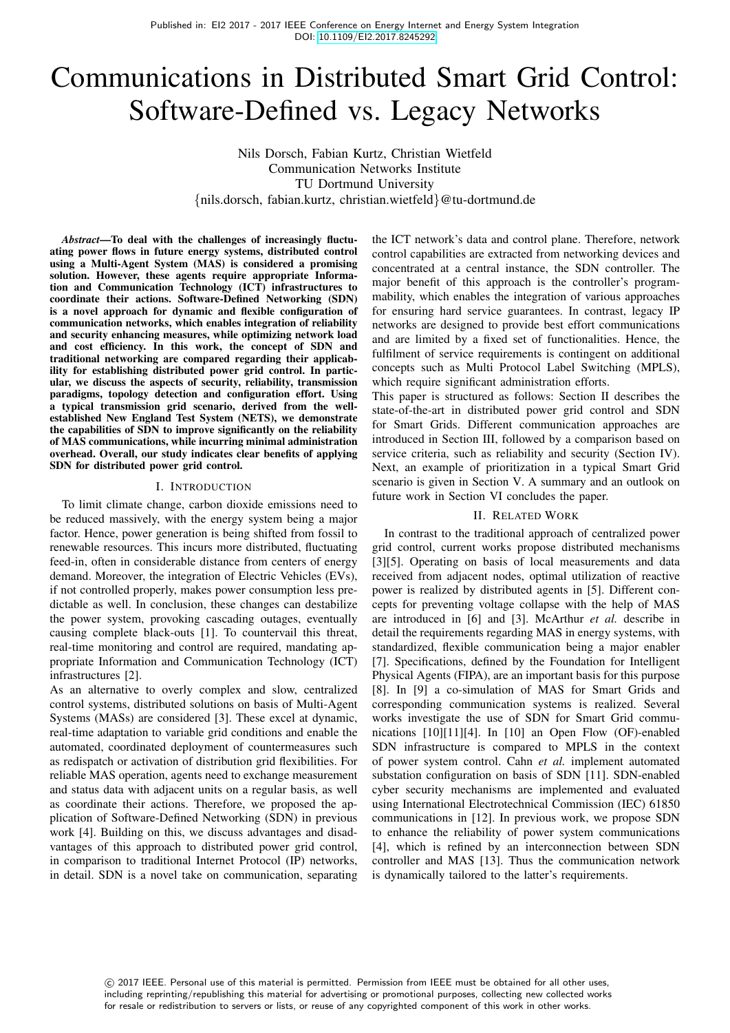Published in: EI2 2017 - 2017 IEEE Conference on Energy Internet and Energy System Integration
DOI: 10.1109/EI2.2017.8245292

# Communications in Distributed Smart Grid Control: Software-Defined vs. Legacy Networks

Nils Dorsch, Fabian Kurtz, Christian Wietfeld
Communication Networks Institute
TU Dortmund University
{nils.dorsch, fabian.kurtz, christian.wietfeld}@tu-dortmund.de

***Abstract*—To deal with the challenges of increasingly fluctuating power flows in future energy systems, distributed control using a Multi-Agent System (MAS) is considered a promising solution. However, these agents require appropriate Information and Communication Technology (ICT) infrastructures to coordinate their actions. Software-Defined Networking (SDN) is a novel approach for dynamic and flexible configuration of communication networks, which enables integration of reliability and security enhancing measures, while optimizing network load and cost efficiency. In this work, the concept of SDN and traditional networking are compared regarding their applicability for establishing distributed power grid control. In particular, we discuss the aspects of security, reliability, transmission paradigms, topology detection and configuration effort. Using a typical transmission grid scenario, derived from the well-established New England Test System (NETS), we demonstrate the capabilities of SDN to improve significantly on the reliability of MAS communications, while incurring minimal administration overhead. Overall, our study indicates clear benefits of applying SDN for distributed power grid control.**

## I. Introduction

To limit climate change, carbon dioxide emissions need to be reduced massively, with the energy system being a major factor. Hence, power generation is being shifted from fossil to renewable resources. This incurs more distributed, fluctuating feed-in, often in considerable distance from centers of energy demand. Moreover, the integration of Electric Vehicles (EVs), if not controlled properly, makes power consumption less predictable as well. In conclusion, these changes can destabilize the power system, provoking cascading outages, eventually causing complete black-outs [1]. To countervail this threat, real-time monitoring and control are required, mandating appropriate Information and Communication Technology (ICT) infrastructures [2].

As an alternative to overly complex and slow, centralized control systems, distributed solutions on basis of Multi-Agent Systems (MASs) are considered [3]. These excel at dynamic, real-time adaptation to variable grid conditions and enable the automated, coordinated deployment of countermeasures such as redispatch or activation of distribution grid flexibilities. For reliable MAS operation, agents need to exchange measurement and status data with adjacent units on a regular basis, as well as coordinate their actions. Therefore, we proposed the application of Software-Defined Networking (SDN) in previous work [4]. Building on this, we discuss advantages and disadvantages of this approach to distributed power grid control, in comparison to traditional Internet Protocol (IP) networks, in detail. SDN is a novel take on communication, separating the ICT network's data and control plane. Therefore, network control capabilities are extracted from networking devices and concentrated at a central instance, the SDN controller. The major benefit of this approach is the controller's programmability, which enables the integration of various approaches for ensuring hard service guarantees. In contrast, legacy IP networks are designed to provide best effort communications and are limited by a fixed set of functionalities. Hence, the fulfilment of service requirements is contingent on additional concepts such as Multi Protocol Label Switching (MPLS), which require significant administration efforts.

This paper is structured as follows: Section II describes the state-of-the-art in distributed power grid control and SDN for Smart Grids. Different communication approaches are introduced in Section III, followed by a comparison based on service criteria, such as reliability and security (Section IV). Next, an example of prioritization in a typical Smart Grid scenario is given in Section V. A summary and an outlook on future work in Section VI concludes the paper.

## II. Related Work

In contrast to the traditional approach of centralized power grid control, current works propose distributed mechanisms [3][5]. Operating on basis of local measurements and data received from adjacent nodes, optimal utilization of reactive power is realized by distributed agents in [5]. Different concepts for preventing voltage collapse with the help of MAS are introduced in [6] and [3]. McArthur *et al.* describe in detail the requirements regarding MAS in energy systems, with standardized, flexible communication being a major enabler [7]. Specifications, defined by the Foundation for Intelligent Physical Agents (FIPA), are an important basis for this purpose [8]. In [9] a co-simulation of MAS for Smart Grids and corresponding communication systems is realized. Several works investigate the use of SDN for Smart Grid communications [10][11][4]. In [10] an Open Flow (OF)-enabled SDN infrastructure is compared to MPLS in the context of power system control. Cahn *et al.* implement automated substation configuration on basis of SDN [11]. SDN-enabled cyber security mechanisms are implemented and evaluated using International Electrotechnical Commission (IEC) 61850 communications in [12]. In previous work, we propose SDN to enhance the reliability of power system communications [4], which is refined by an interconnection between SDN controller and MAS [13]. Thus the communication network is dynamically tailored to the latter's requirements.

© 2017 IEEE. Personal use of this material is permitted. Permission from IEEE must be obtained for all other uses, including reprinting/republishing this material for advertising or promotional purposes, collecting new collected works for resale or redistribution to servers or lists, or reuse of any copyrighted component of this work in other works.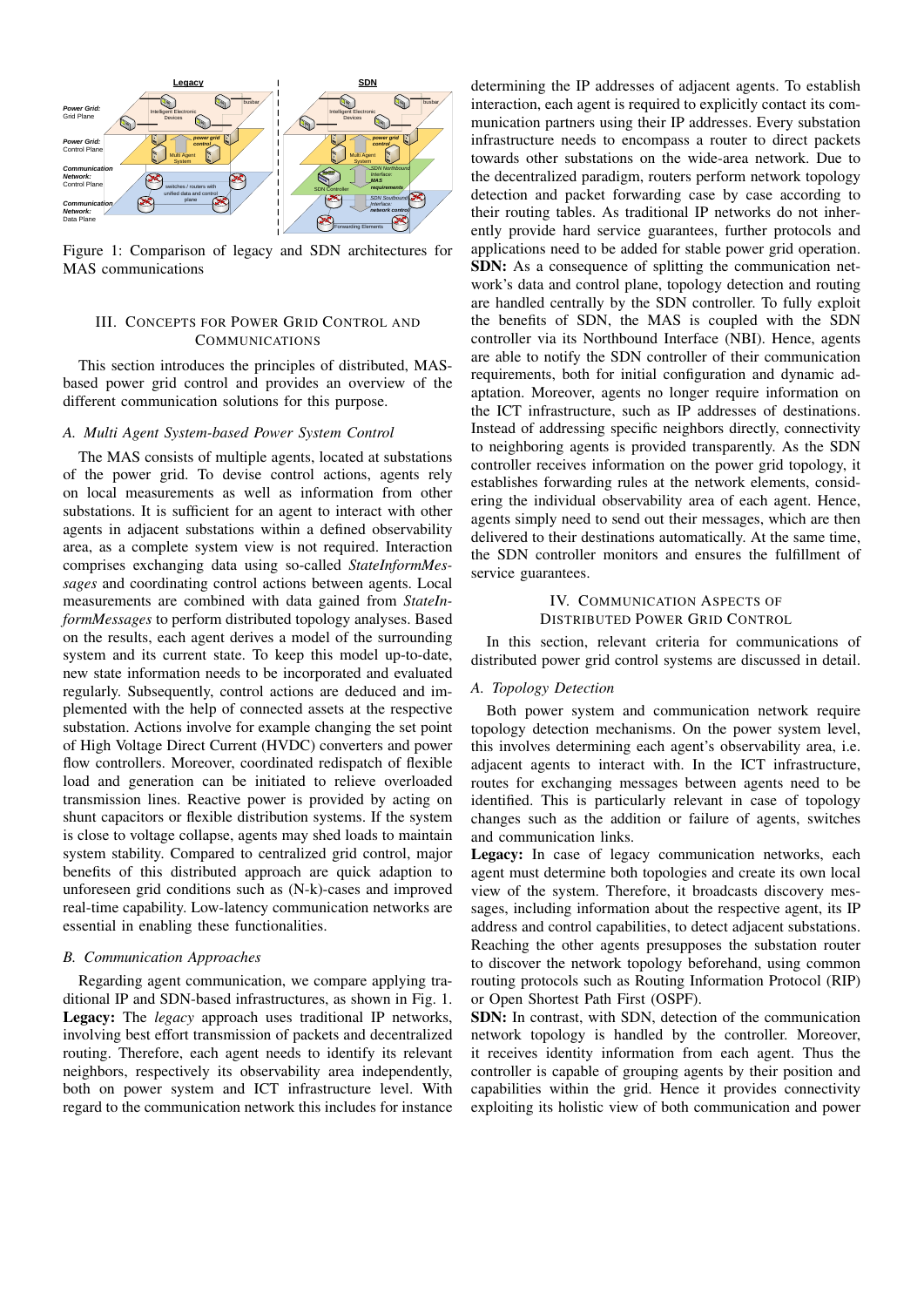Figure 1: Comparison of legacy and SDN architectures for MAS communications

## III. Concepts for Power Grid Control and Communications

This section introduces the principles of distributed, MAS-based power grid control and provides an overview of the different communication solutions for this purpose.

### A. Multi Agent System-based Power System Control

The MAS consists of multiple agents, located at substations of the power grid. To devise control actions, agents rely on local measurements as well as information from other substations. It is sufficient for an agent to interact with other agents in adjacent substations within a defined observability area, as a complete system view is not required. Interaction comprises exchanging data using so-called *StateInformMessages* and coordinating control actions between agents. Local measurements are combined with data gained from *StateInformMessages* to perform distributed topology analyses. Based on the results, each agent derives a model of the surrounding system and its current state. To keep this model up-to-date, new state information needs to be incorporated and evaluated regularly. Subsequently, control actions are deduced and implemented with the help of connected assets at the respective substation. Actions involve for example changing the set point of High Voltage Direct Current (HVDC) converters and power flow controllers. Moreover, coordinated redispatch of flexible load and generation can be initiated to relieve overloaded transmission lines. Reactive power is provided by acting on shunt capacitors or flexible distribution systems. If the system is close to voltage collapse, agents may shed loads to maintain system stability. Compared to centralized grid control, major benefits of this distributed approach are quick adaption to unforeseen grid conditions such as (N-k)-cases and improved real-time capability. Low-latency communication networks are essential in enabling these functionalities.

### B. Communication Approaches

Regarding agent communication, we compare applying traditional IP and SDN-based infrastructures, as shown in Fig. 1.

**Legacy:** The *legacy* approach uses traditional IP networks, involving best effort transmission of packets and decentralized routing. Therefore, each agent needs to identify its relevant neighbors, respectively its observability area independently, both on power system and ICT infrastructure level. With regard to the communication network this includes for instance determining the IP addresses of adjacent agents. To establish interaction, each agent is required to explicitly contact its communication partners using their IP addresses. Every substation infrastructure needs to encompass a router to direct packets towards other substations on the wide-area network. Due to the decentralized paradigm, routers perform network topology detection and packet forwarding case by case according to their routing tables. As traditional IP networks do not inherently provide hard service guarantees, further protocols and applications need to be added for stable power grid operation.

**SDN:** As a consequence of splitting the communication network's data and control plane, topology detection and routing are handled centrally by the SDN controller. To fully exploit the benefits of SDN, the MAS is coupled with the SDN controller via its Northbound Interface (NBI). Hence, agents are able to notify the SDN controller of their communication requirements, both for initial configuration and dynamic adaptation. Moreover, agents no longer require information on the ICT infrastructure, such as IP addresses of destinations. Instead of addressing specific neighbors directly, connectivity to neighboring agents is provided transparently. As the SDN controller receives information on the power grid topology, it establishes forwarding rules at the network elements, considering the individual observability area of each agent. Hence, agents simply need to send out their messages, which are then delivered to their destinations automatically. At the same time, the SDN controller monitors and ensures the fulfillment of service guarantees.

## IV. Communication Aspects of Distributed Power Grid Control

In this section, relevant criteria for communications of distributed power grid control systems are discussed in detail.

### A. Topology Detection

Both power system and communication network require topology detection mechanisms. On the power system level, this involves determining each agent's observability area, i.e. adjacent agents to interact with. In the ICT infrastructure, routes for exchanging messages between agents need to be identified. This is particularly relevant in case of topology changes such as the addition or failure of agents, switches and communication links.

**Legacy:** In case of legacy communication networks, each agent must determine both topologies and create its own local view of the system. Therefore, it broadcasts discovery messages, including information about the respective agent, its IP address and control capabilities, to detect adjacent substations. Reaching the other agents presupposes the substation router to discover the network topology beforehand, using common routing protocols such as Routing Information Protocol (RIP) or Open Shortest Path First (OSPF).

**SDN:** In contrast, with SDN, detection of the communication network topology is handled by the controller. Moreover, it receives identity information from each agent. Thus the controller is capable of grouping agents by their position and capabilities within the grid. Hence it provides connectivity exploiting its holistic view of both communication and power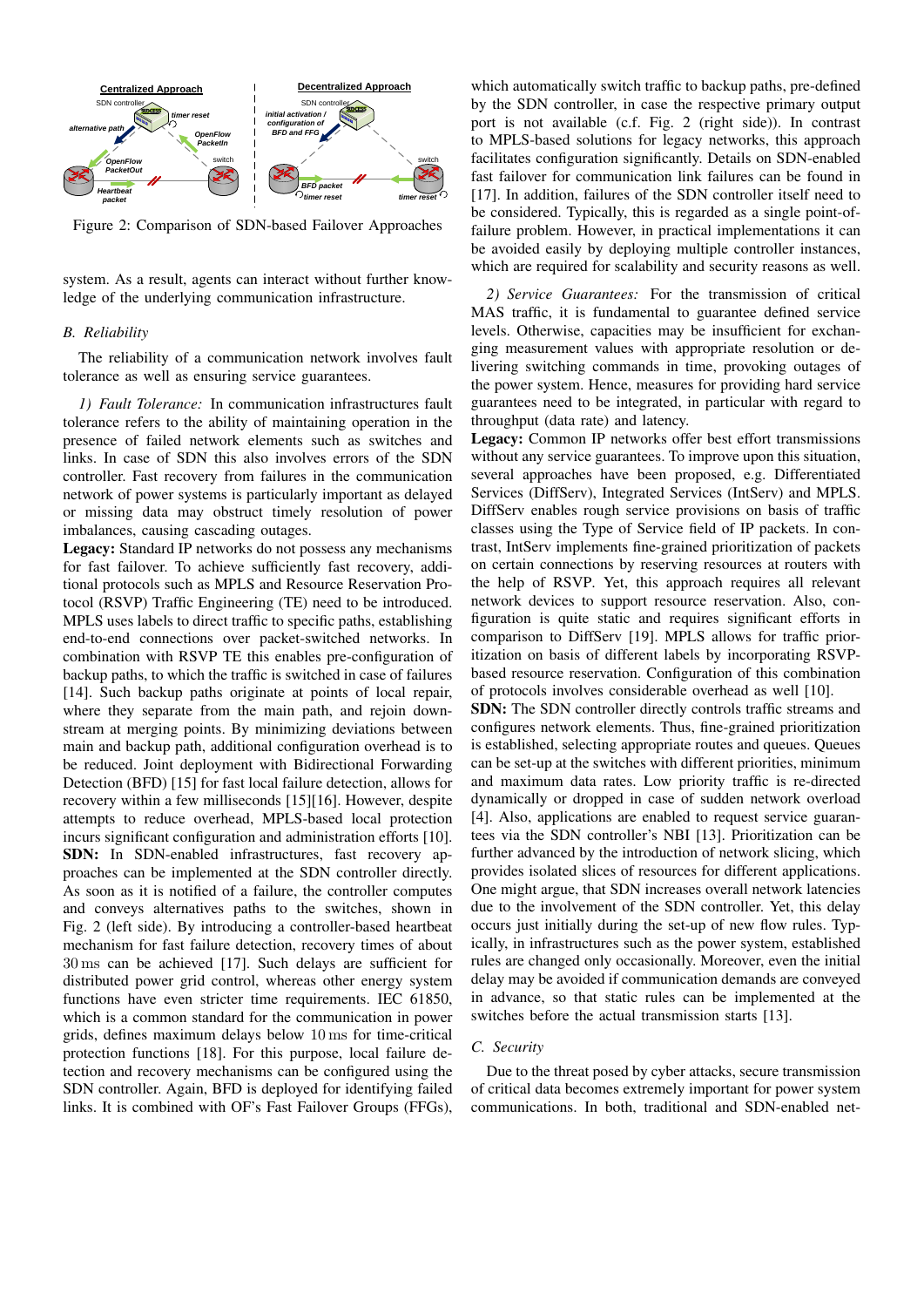Figure 2: Comparison of SDN-based Failover Approaches

system. As a result, agents can interact without further knowledge of the underlying communication infrastructure.

### B. Reliability

The reliability of a communication network involves fault tolerance as well as ensuring service guarantees.

*1) Fault Tolerance:* In communication infrastructures fault tolerance refers to the ability of maintaining operation in the presence of failed network elements such as switches and links. In case of SDN this also involves errors of the SDN controller. Fast recovery from failures in the communication network of power systems is particularly important as delayed or missing data may obstruct timely resolution of power imbalances, causing cascading outages.

**Legacy:** Standard IP networks do not possess any mechanisms for fast failover. To achieve sufficiently fast recovery, additional protocols such as MPLS and Resource Reservation Protocol (RSVP) Traffic Engineering (TE) need to be introduced. MPLS uses labels to direct traffic to specific paths, establishing end-to-end connections over packet-switched networks. In combination with RSVP TE this enables pre-configuration of backup paths, to which the traffic is switched in case of failures [14]. Such backup paths originate at points of local repair, where they separate from the main path, and rejoin downstream at merging points. By minimizing deviations between main and backup path, additional configuration overhead is to be reduced. Joint deployment with Bidirectional Forwarding Detection (BFD) [15] for fast local failure detection, allows for recovery within a few milliseconds [15][16]. However, despite attempts to reduce overhead, MPLS-based local protection incurs significant configuration and administration efforts [10].

**SDN:** In SDN-enabled infrastructures, fast recovery approaches can be implemented at the SDN controller directly. As soon as it is notified of a failure, the controller computes and conveys alternatives paths to the switches, shown in Fig. 2 (left side). By introducing a controller-based heartbeat mechanism for fast failure detection, recovery times of about 30 ms can be achieved [17]. Such delays are sufficient for distributed power grid control, whereas other energy system functions have even stricter time requirements. IEC 61850, which is a common standard for the communication in power grids, defines maximum delays below 10 ms for time-critical protection functions [18]. For this purpose, local failure detection and recovery mechanisms can be configured using the SDN controller. Again, BFD is deployed for identifying failed links. It is combined with OF's Fast Failover Groups (FFGs), which automatically switch traffic to backup paths, pre-defined by the SDN controller, in case the respective primary output port is not available (c.f. Fig. 2 (right side)). In contrast to MPLS-based solutions for legacy networks, this approach facilitates configuration significantly. Details on SDN-enabled fast failover for communication link failures can be found in [17]. In addition, failures of the SDN controller itself need to be considered. Typically, this is regarded as a single point-of-failure problem. However, in practical implementations it can be avoided easily by deploying multiple controller instances, which are required for scalability and security reasons as well.

*2) Service Guarantees:* For the transmission of critical MAS traffic, it is fundamental to guarantee defined service levels. Otherwise, capacities may be insufficient for exchanging measurement values with appropriate resolution or delivering switching commands in time, provoking outages of the power system. Hence, measures for providing hard service guarantees need to be integrated, in particular with regard to throughput (data rate) and latency.

**Legacy:** Common IP networks offer best effort transmissions without any service guarantees. To improve upon this situation, several approaches have been proposed, e.g. Differentiated Services (DiffServ), Integrated Services (IntServ) and MPLS. DiffServ enables rough service provisions on basis of traffic classes using the Type of Service field of IP packets. In contrast, IntServ implements fine-grained prioritization of packets on certain connections by reserving resources with the help of RSVP. Yet, this approach requires all relevant network devices to support resource reservation. Also, configuration is quite static and requires significant efforts in comparison to DiffServ [19]. MPLS allows for traffic prioritization on basis of different labels by incorporating RSVP-based resource reservation. Configuration of this combination of protocols involves considerable overhead as well [10].

**SDN:** The SDN controller directly controls traffic streams and configures network elements. Thus, fine-grained prioritization is established, selecting appropriate routes and queues. Queues can be set-up at the switches with different priorities, minimum and maximum data rates. Low priority traffic is re-directed dynamically or dropped in case of sudden network overload [4]. Also, applications are enabled to request service guarantees via the SDN controller's NBI [13]. Prioritization can be further advanced by the introduction of network slicing, which provides isolated slices of resources for different applications. One might argue, that SDN increases overall network latencies due to the involvement of the SDN controller. Yet, this delay occurs just initially during the set-up of new flow rules. Typically, in infrastructures such as the power system, established rules are changed only occasionally. Moreover, even the initial delay may be avoided if communication demands are conveyed in advance, so that static rules can be implemented at the switches before the actual transmission starts [13].

### C. Security

Due to the threat posed by cyber attacks, secure transmission of critical data becomes extremely important for power system communications. In both, traditional and SDN-enabled net-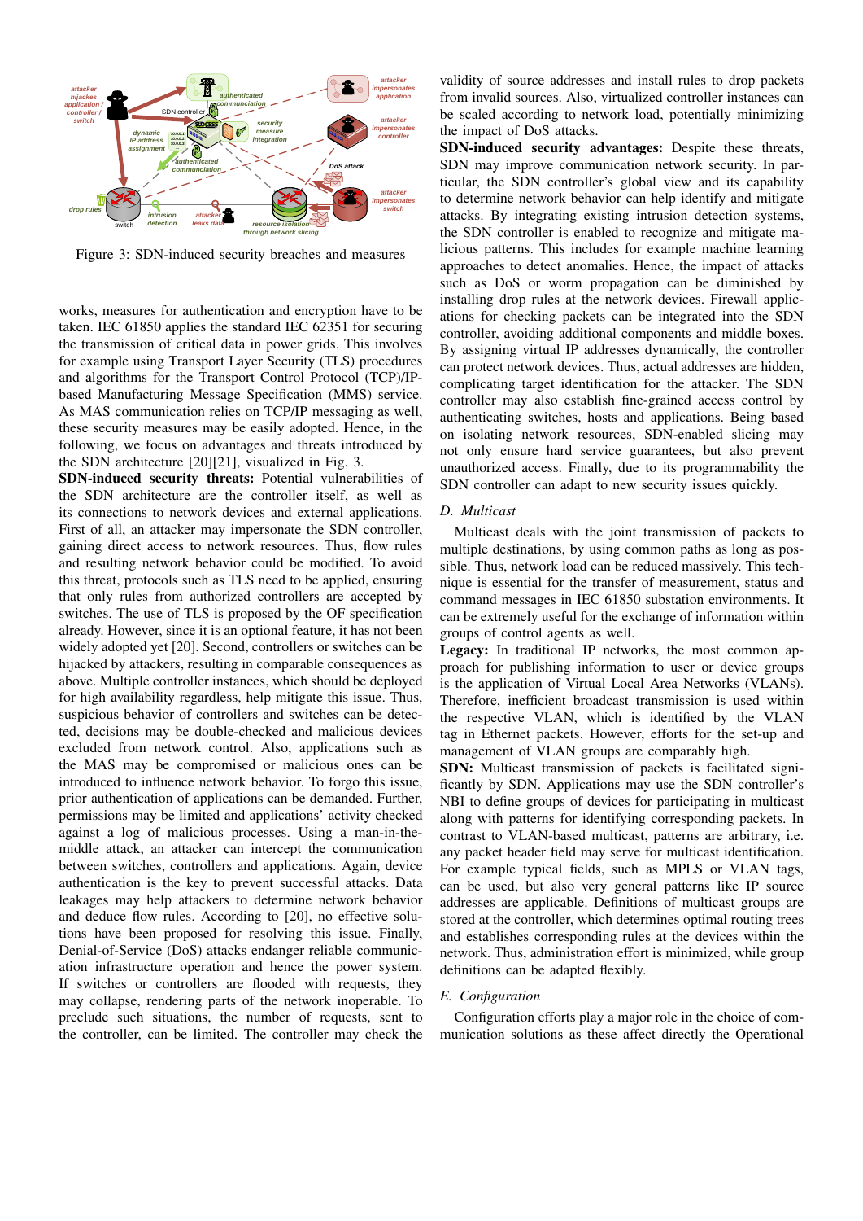attacker hijacks application / controller / switch

SDN controller

authenticated communication

attacker impersonates application

dynamic IP address assignment

10.0.0.1
10.0.0.2
10.0.0.3

security measure integration

attacker impersonates controller

authenticated communication

DoS attack

attacker impersonates switch

drop rules

switch

intrusion detection

attacker leaks data

resource isolation through network slicing

Figure 3: SDN-induced security breaches and measures

works, measures for authentication and encryption have to be taken. IEC 61850 applies the standard IEC 62351 for securing the transmission of critical data in power grids. This involves for example using Transport Layer Security (TLS) procedures and algorithms for the Transport Control Protocol (TCP)/IP-based Manufacturing Message Specification (MMS) service. As MAS communication relies on TCP/IP messaging as well, these security measures may be easily adopted. Hence, in the following, we focus on advantages and threats introduced by the SDN architecture [20][21], visualized in Fig. 3.

**SDN-induced security threats:** Potential vulnerabilities of the SDN architecture are the controller itself, as well as its connections to network devices and external applications. First of all, an attacker may impersonate the SDN controller, gaining direct access to network resources. Thus, flow rules and resulting network behavior could be modified. To avoid this threat, protocols such as TLS need to be applied, ensuring that only rules from authorized controllers are accepted by switches. The use of TLS is proposed by the OF specification already. However, since it is an optional feature, it has not been widely adopted yet [20]. Second, controllers or switches can be hijacked by attackers, resulting in comparable consequences as above. Multiple controller instances, which should be deployed for high availability regardless, help mitigate this issue. Thus, suspicious behavior of controllers and switches can be detected, decisions may be double-checked and malicious devices excluded from network control. Also, applications such as the MAS may be compromised or malicious ones can be introduced to influence network behavior. To forgo this issue, prior authentication of applications can be demanded. Further, permissions may be limited and applications' activity checked against a log of malicious processes. Using a man-in-the-middle attack, an attacker can intercept the communication between switches, controllers and applications. Again, device authentication is the key to prevent successful attacks. Data leakages may help attackers to determine network behavior and deduce flow rules. According to [20], no effective solutions have been proposed for resolving this issue. Finally, Denial-of-Service (DoS) attacks endanger reliable communication infrastructure operation and hence the power system. If switches or controllers are flooded with requests, they may collapse, rendering parts of the network inoperable. To preclude such situations, the number of requests, sent to the controller, can be limited. The controller may check the validity of source addresses and install rules to drop packets from invalid sources. Also, virtualized controller instances can be scaled according to network load, potentially minimizing the impact of DoS attacks.

**SDN-induced security advantages:** Despite these threats, SDN may improve communication network security. In particular, the SDN controller's global view and its capability to determine network behavior can help identify and mitigate attacks. By integrating existing intrusion detection systems, the SDN controller is enabled to recognize and mitigate malicious patterns. This includes for example machine learning approaches to detect anomalies. Hence, the impact of attacks such as DoS or worm propagation can be diminished by installing drop rules at the network devices. Firewall applications for checking packets can be integrated into the SDN controller, avoiding additional components and middle boxes. By assigning virtual IP addresses dynamically, the controller can protect network devices. Thus, actual addresses are hidden, complicating target identification for the attacker. The SDN controller may also establish fine-grained access control by authenticating switches, hosts and applications. Being based on isolating network resources, SDN-enabled slicing may not only ensure hard service guarantees, but also prevent unauthorized access. Finally, due to its programmability the SDN controller can adapt to new security issues quickly.

### D. Multicast

Multicast deals with the joint transmission of packets to multiple destinations, by using common paths as long as possible. Thus, network load can be reduced massively. This technique is essential for the transfer of measurement, status and command messages in IEC 61850 substation environments. It can be extremely useful for the exchange of information within groups of control agents as well.

**Legacy:** In traditional IP networks, the most common approach for publishing information to user or device groups is the application of Virtual Local Area Networks (VLANs). Therefore, inefficient broadcast transmission is used within the respective VLAN, which is identified by the VLAN tag in Ethernet packets. However, efforts for the set-up and management of VLAN groups are comparably high.

**SDN:** Multicast transmission of packets is facilitated significantly by SDN. Applications may use the SDN controller's NBI to define groups of devices for participating in multicast along with patterns for identifying corresponding packets. In contrast to VLAN-based multicast, patterns are arbitrary, i.e. any packet header field may serve for multicast identification. For example typical fields, such as MPLS or VLAN tags, can be used, but also very general patterns like IP source addresses are applicable. Definitions of multicast groups are stored at the controller, which determines optimal routing trees and establishes corresponding rules at the devices within the network. Thus, administration effort is minimized, while group definitions can be adapted flexibly.

### E. Configuration

Configuration efforts play a major role in the choice of communication solutions as these affect directly the Operational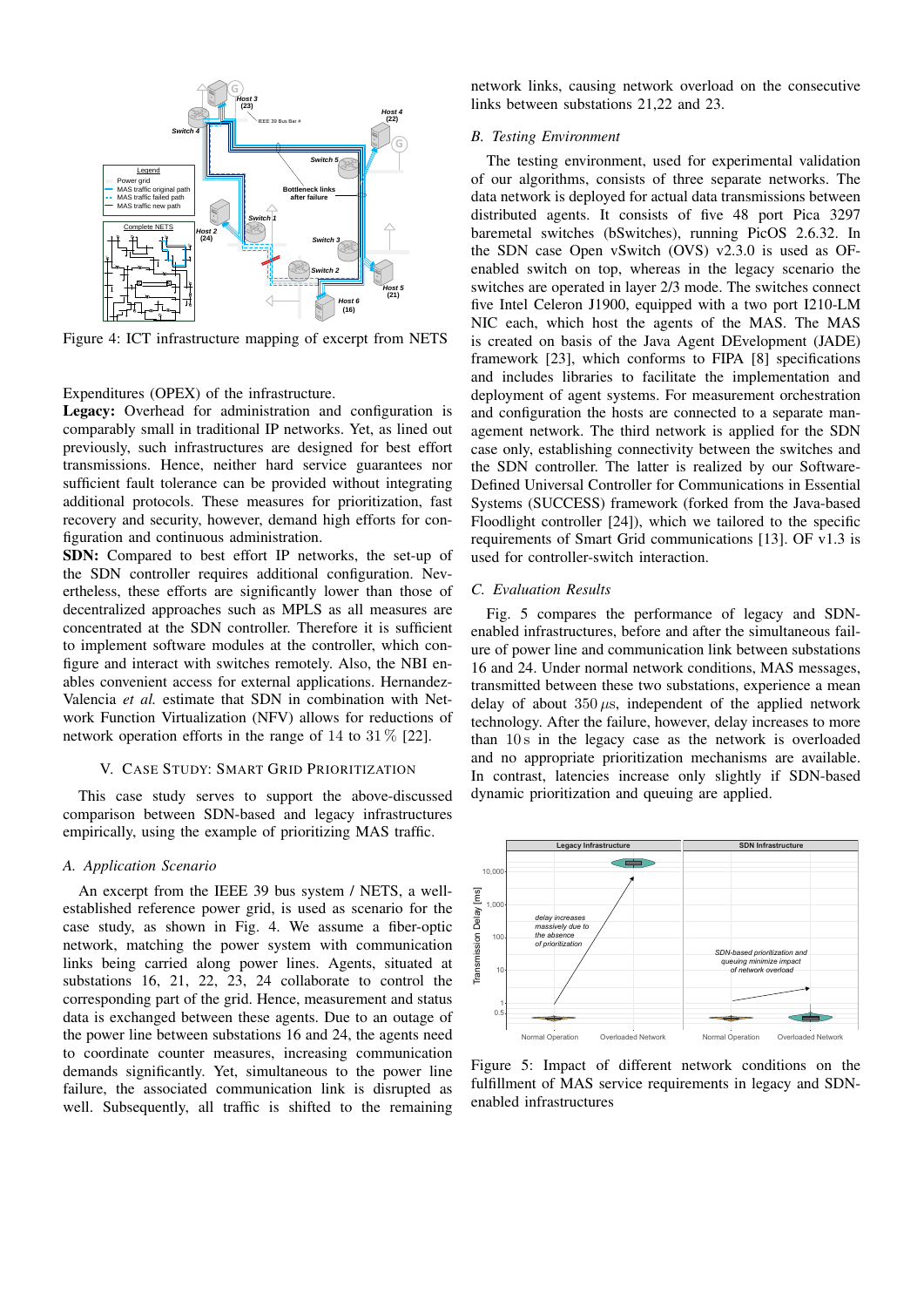Figure 4: ICT infrastructure mapping of excerpt from NETS

Expenditures (OPEX) of the infrastructure.

**Legacy:** Overhead for administration and configuration is comparably small in traditional IP networks. Yet, as lined out previously, such infrastructures are designed for best effort transmissions. Hence, neither hard service guarantees nor sufficient fault tolerance can be provided without integrating additional protocols. These measures for prioritization, fast recovery and security, however, demand high efforts for configuration and continuous administration.

**SDN:** Compared to best effort IP networks, the set-up of the SDN controller requires additional configuration. Nevertheless, these efforts are significantly lower than those of decentralized approaches such as MPLS as all measures are concentrated at the SDN controller. Therefore it is sufficient to implement software modules at the controller, which configure and interact with switches remotely. Also, the NBI enables convenient access for external applications. Hernandez-Valencia *et al.* estimate that SDN in combination with Network Function Virtualization (NFV) allows for reductions of network operation efforts in the range of 14 to 31 % [22].

## V. Case Study: Smart Grid Prioritization

This case study serves to support the above-discussed comparison between SDN-based and legacy infrastructures empirically, using the example of prioritizing MAS traffic.

### A. Application Scenario

An excerpt from the IEEE 39 bus system / NETS, a well-established reference power grid, is used as scenario for the case study, as shown in Fig. 4. We assume a fiber-optic network, matching the power system with communication links being carried along power lines. Agents, situated at substations 16, 21, 22, 23, 24 collaborate to control the corresponding part of the grid. Hence, measurement and status data is exchanged between these agents. Due to an outage of the power line between substations 16 and 24, the agents need to coordinate counter measures, increasing communication demands significantly. Yet, simultaneous to the power line failure, the associated communication link is disrupted as well. Subsequently, all traffic is shifted to the remaining network links, causing network overload on the consecutive links between substations 21,22 and 23.

### B. Testing Environment

The testing environment, used for experimental validation of our algorithms, consists of three separate networks. The data network is deployed for actual data transmissions between distributed agents. It consists of five 48 port Pica 3297 baremetal switches (bSwitches), running PicOS 2.6.32. In the SDN case Open vSwitch (OVS) v2.3.0 is used as OF-enabled switch on top, whereas in the legacy scenario the switches are operated in layer 2/3 mode. The switches connect five Intel Celeron J1900, equipped with a two port I210-LM NIC each, which host the agents of the MAS. The MAS is created on basis of the Java Agent DEvelopment (JADE) framework [23], which conforms to FIPA [8] specifications and includes libraries to facilitate the implementation and deployment of agent systems. For measurement orchestration and configuration the hosts are connected to a separate management network. The third network is applied for the SDN case only, establishing connectivity between the switches and the SDN controller. The latter is realized by our Software-Defined Universal Controller for Communications in Essential Systems (SUCCESS) framework (forked from the Java-based Floodlight controller [24]), which we tailored to the specific requirements of Smart Grid communications [13]. OF v1.3 is used for controller-switch interaction.

### C. Evaluation Results

Fig. 5 compares the performance of legacy and SDN-enabled infrastructures, before and after the simultaneous failure of power line and communication link between substations 16 and 24. Under normal network conditions, MAS messages, transmitted between these two substations, experience a mean delay of about 350 $\mu$s, independent of the applied network technology. After the failure, however, delay increases to more than 10 s in the legacy case as the network is overloaded and no appropriate prioritization mechanisms are available. In contrast, latencies increase only slightly if SDN-based dynamic prioritization and queuing are applied.

Figure 5: Impact of different network conditions on the fulfillment of MAS service requirements in legacy and SDN-enabled infrastructures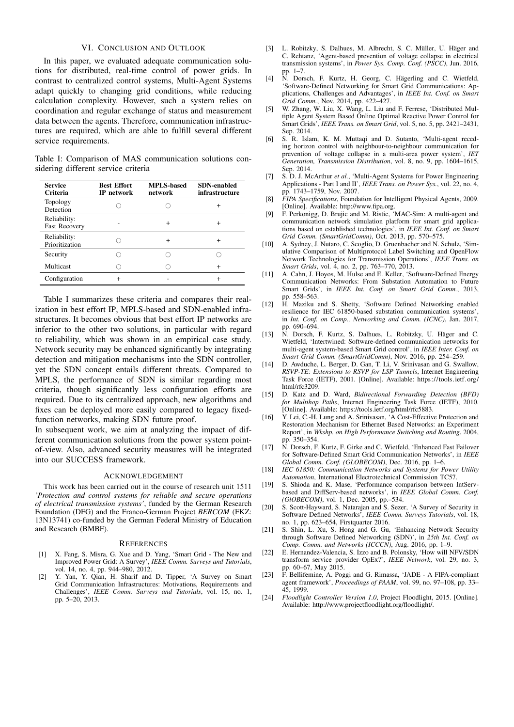## VI. Conclusion and Outlook

In this paper, we evaluated adequate communication solutions for distributed, real-time control of power grids. In contrast to centralized control systems, Multi-Agent Systems adapt quickly to changing grid conditions, while reducing calculation complexity. However, such a system relies on coordination and regular exchange of status and measurement data between the agents. Therefore, communication infrastructures are required, which are able to fulfill several different service requirements.

Table I: Comparison of MAS communication solutions considering different service criteria

| Service Criteria | Best Effort IP network | MPLS-based network | SDN-enabled infrastructure |
|---|---|---|---|
| Topology Detection | ○ | ○ | + |
| Reliability: Fast Recovery | - | + | + |
| Reliability: Prioritization | ○ | + | + |
| Security | ○ | ○ | ○ |
| Multicast | ○ | ○ | + |
| Configuration | + | - | + |

Table I summarizes these criteria and compares their realization in best effort IP, MPLS-based and SDN-enabled infrastructures. It becomes obvious that best effort IP networks are inferior to the other two solutions, in particular with regard to reliability, which was shown in an empirical case study. Network security may be enhanced significantly by integrating detection and mitigation mechanisms into the SDN controller, yet the SDN concept entails different threats. Compared to MPLS, the performance of SDN is similar regarding most criteria, though significantly less configuration efforts are required. Due to its centralized approach, new algorithms and fixes can be deployed more easily compared to legacy fixed-function networks, making SDN future proof.

In subsequent work, we aim at analyzing the impact of different communication solutions from the power system point-of-view. Also, advanced security measures will be integrated into our SUCCESS framework.

## Acknowledgement

This work has been carried out in the course of research unit 1511 *'Protection and control systems for reliable and secure operations of electrical transmission systems'*, funded by the German Research Foundation (DFG) and the Franco-German Project *BERCOM* (FKZ: 13N13741) co-funded by the German Federal Ministry of Education and Research (BMBF).

## References

[1] X. Fang, S. Misra, G. Xue and D. Yang, 'Smart Grid - The New and Improved Power Grid: A Survey', *IEEE Comm. Surveys and Tutorials*, vol. 14, no. 4, pp. 944–980, 2012.

[2] Y. Yan, Y. Qian, H. Sharif and D. Tipper, 'A Survey on Smart Grid Communication Infrastructures: Motivations, Requirements and Challenges', *IEEE Comm. Surveys and Tutorials*, vol. 15, no. 1, pp. 5–20, 2013.

[3] L. Robitzky, S. Dalhues, M. Albrecht, S. C. Müller, U. Häger and C. Rehtanz, 'Agent-based prevention of voltage collapse in electrical transmission systems', in *Power Sys. Comp. Conf. (PSCC)*, Jun. 2016, pp. 1–7.

[4] N. Dorsch, F. Kurtz, H. Georg, C. Hägerling and C. Wietfeld, 'Software-Defined Networking for Smart Grid Communications: Applications, Challenges and Advantages', in *IEEE Int. Conf. on Smart Grid Comm.*, Nov. 2014, pp. 422–427.

[5] W. Zhang, W. Liu, X. Wang, L. Liu and F. Ferrese, 'Distributed Multiple Agent System Based Online Optimal Reactive Power Control for Smart Grids', *IEEE Trans. on Smart Grid*, vol. 5, no. 5, pp. 2421–2431, Sep. 2014.

[6] S. R. Islam, K. M. Muttaqi and D. Sutanto, 'Multi-agent receding horizon control with neighbour-to-neighbour communication for prevention of voltage collapse in a multi-area power system', *IET Generation, Transmission Distribution*, vol. 8, no. 9, pp. 1604–1615, Sep. 2014.

[7] S. D. J. McArthur *et al.*, 'Multi-Agent Systems for Power Engineering Applications - Part I and II', *IEEE Trans. on Power Sys.*, vol. 22, no. 4, pp. 1743–1759, Nov. 2007.

[8] *FIPA Specifications*, Foundation for Intelligent Physical Agents, 2009. [Online]. Available: http://www.fipa.org.

[9] F. Perkonigg, D. Brujic and M. Ristic, 'MAC-Sim: A multi-agent and communication network simulation platform for smart grid applications based on established technologies', in *IEEE Int. Conf. on Smart Grid Comm. (SmartGridComm)*, Oct. 2013, pp. 570–575.

[10] A. Sydney, J. Nutaro, C. Scoglio, D. Gruenbacher and N. Schulz, 'Simulative Comparison of Multiprotocol Label Switching and OpenFlow Network Technologies for Transmission Operations', *IEEE Trans. on Smart Grids*, vol. 4, no. 2, pp. 763–770, 2013.

[11] A. Cahn, J. Hoyos, M. Hulse and E. Keller, 'Software-Defined Energy Communication Networks: From Substation Automation to Future Smart Grids', in *IEEE Int. Conf. on Smart Grid Comm.*, 2013, pp. 558–563.

[12] H. Maziku and S. Shetty, 'Software Defined Networking enabled resilience for IEC 61850-based substation communication systems', in *Int. Conf. on Comp., Networking and Comm. (ICNC)*, Jan. 2017, pp. 690–694.

[13] N. Dorsch, F. Kurtz, S. Dalhues, L. Robitzky, U. Häger and C. Wietfeld, 'Intertwined: Software-defined communication networks for multi-agent system-based Smart Grid control', in *IEEE Inter. Conf. on Smart Grid Comm. (SmartGridComm)*, Nov. 2016, pp. 254–259.

[14] D. Awduche, L. Berger, D. Gan, T. Li, V. Srinivasan and G. Swallow, *RSVP-TE: Extensions to RSVP for LSP Tunnels*, Internet Engineering Task Force (IETF), 2001. [Online]. Available: https://tools.ietf.org/html/rfc3209.

[15] D. Katz and D. Ward, *Bidirectional Forwarding Detection (BFD) for Multihop Paths*, Internet Engineering Task Force (IETF), 2010. [Online]. Available: https://tools.ietf.org/html/rfc5883.

[16] Y. Lei, C.-H. Lung and A. Srinivasan, 'A Cost-Effective Protection and Restoration Mechanism for Ethernet Based Networks: an Experiment Report', in *Wkshp. on High Performance Switching and Routing*, 2004, pp. 350–354.

[17] N. Dorsch, F. Kurtz, F. Girke and C. Wietfeld, 'Enhanced Fast Failover for Software-Defined Smart Grid Communication Networks', in *IEEE Global Comm. Conf. (GLOBECOM)*, Dec. 2016, pp. 1–6.

[18] *IEC 61850: Communication Networks and Systems for Power Utility Automation*, International Electrotechnical Commission TC57.

[19] S. Shioda and K. Mase, 'Performance comparison between IntServ-based and DiffServ-based networks', in *IEEE Global Comm. Conf. (GlOBECOM)*, vol. 1, Dec. 2005, pp.–534.

[20] S. Scott-Hayward, S. Natarajan and S. Sezer, 'A Survey of Security in Software Defined Networks', *IEEE Comm. Surveys Tutorials*, vol. 18, no. 1, pp. 623–654, Firstquarter 2016.

[21] S. Shin, L. Xu, S. Hong and G. Gu, 'Enhancing Network Security through Software Defined Networking (SDN)', in *25th Int. Conf. on Comp. Comm. and Networks (ICCCN)*, Aug. 2016, pp. 1–9.

[22] E. Hernandez-Valencia, S. Izzo and B. Polonsky, 'How will NFV/SDN transform service provider OpEx?', *IEEE Network*, vol. 29, no. 3, pp. 60–67, May 2015.

[23] F. Bellifemine, A. Poggi and G. Rimassa, 'JADE - A FIPA-compliant agent framework', *Proceedings of PAAM*, vol. 99, no. 97–108, pp. 33–45, 1999.

[24] *Floodlight Controller Version 1.0*, Project Floodlight, 2015. [Online]. Available: http://www.projectfloodlight.org/floodlight/.